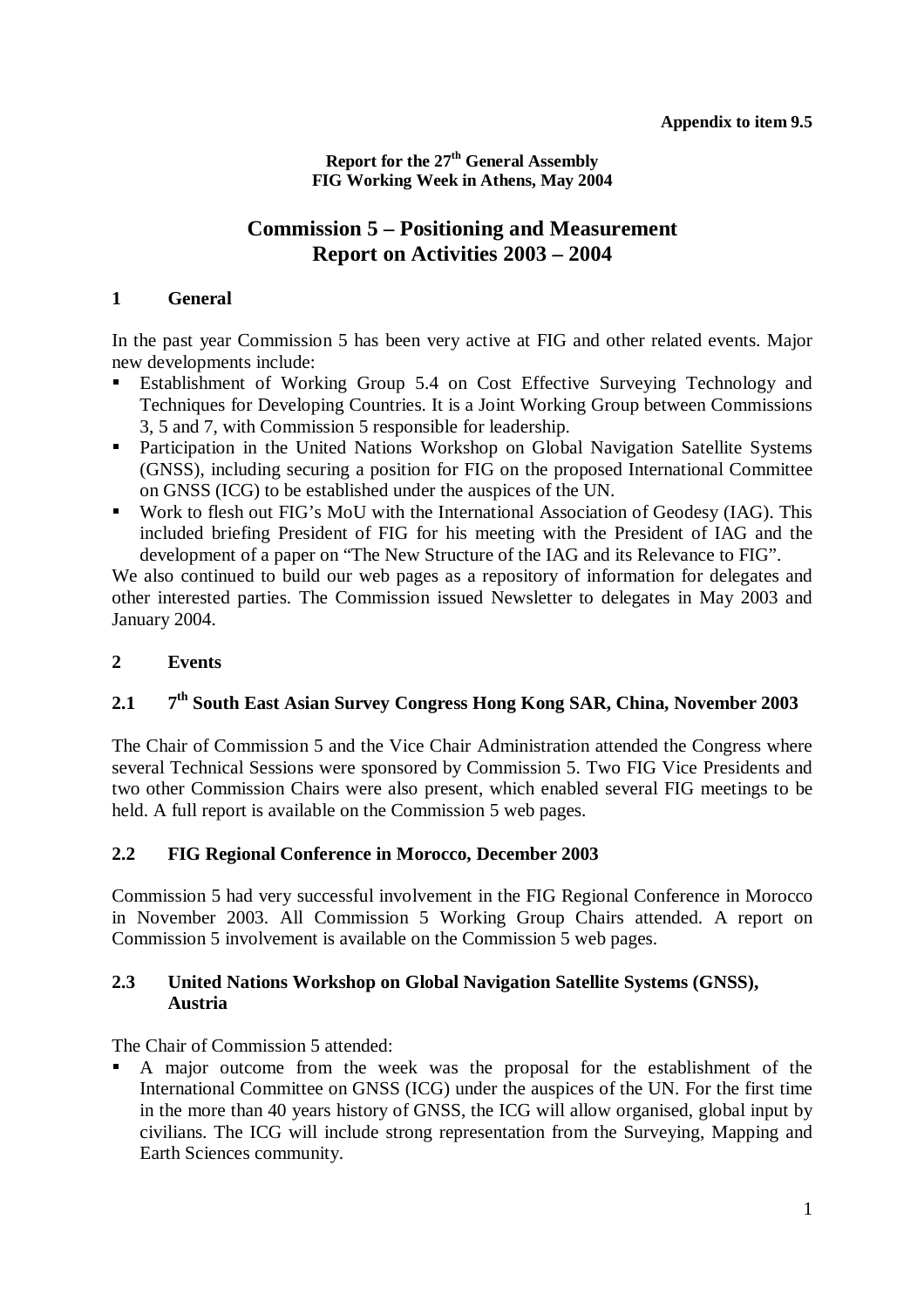**Appendix to item 9.5**

**Report for the 27th General Assembly**
**FIG Working Week in Athens, May 2004**

# Commission 5 – Positioning and Measurement
# Report on Activities 2003 – 2004

## 1 General

In the past year Commission 5 has been very active at FIG and other related events. Major new developments include:

- Establishment of Working Group 5.4 on Cost Effective Surveying Technology and Techniques for Developing Countries. It is a Joint Working Group between Commissions 3, 5 and 7, with Commission 5 responsible for leadership.
- Participation in the United Nations Workshop on Global Navigation Satellite Systems (GNSS), including securing a position for FIG on the proposed International Committee on GNSS (ICG) to be established under the auspices of the UN.
- Work to flesh out FIG's MoU with the International Association of Geodesy (IAG). This included briefing President of FIG for his meeting with the President of IAG and the development of a paper on "The New Structure of the IAG and its Relevance to FIG".

We also continued to build our web pages as a repository of information for delegates and other interested parties. The Commission issued Newsletter to delegates in May 2003 and January 2004.

## 2 Events

### 2.1 7th South East Asian Survey Congress Hong Kong SAR, China, November 2003

The Chair of Commission 5 and the Vice Chair Administration attended the Congress where several Technical Sessions were sponsored by Commission 5. Two FIG Vice Presidents and two other Commission Chairs were also present, which enabled several FIG meetings to be held. A full report is available on the Commission 5 web pages.

### 2.2 FIG Regional Conference in Morocco, December 2003

Commission 5 had very successful involvement in the FIG Regional Conference in Morocco in November 2003. All Commission 5 Working Group Chairs attended. A report on Commission 5 involvement is available on the Commission 5 web pages.

### 2.3 United Nations Workshop on Global Navigation Satellite Systems (GNSS), Austria

The Chair of Commission 5 attended:

- A major outcome from the week was the proposal for the establishment of the International Committee on GNSS (ICG) under the auspices of the UN. For the first time in the more than 40 years history of GNSS, the ICG will allow organised, global input by civilians. The ICG will include strong representation from the Surveying, Mapping and Earth Sciences community.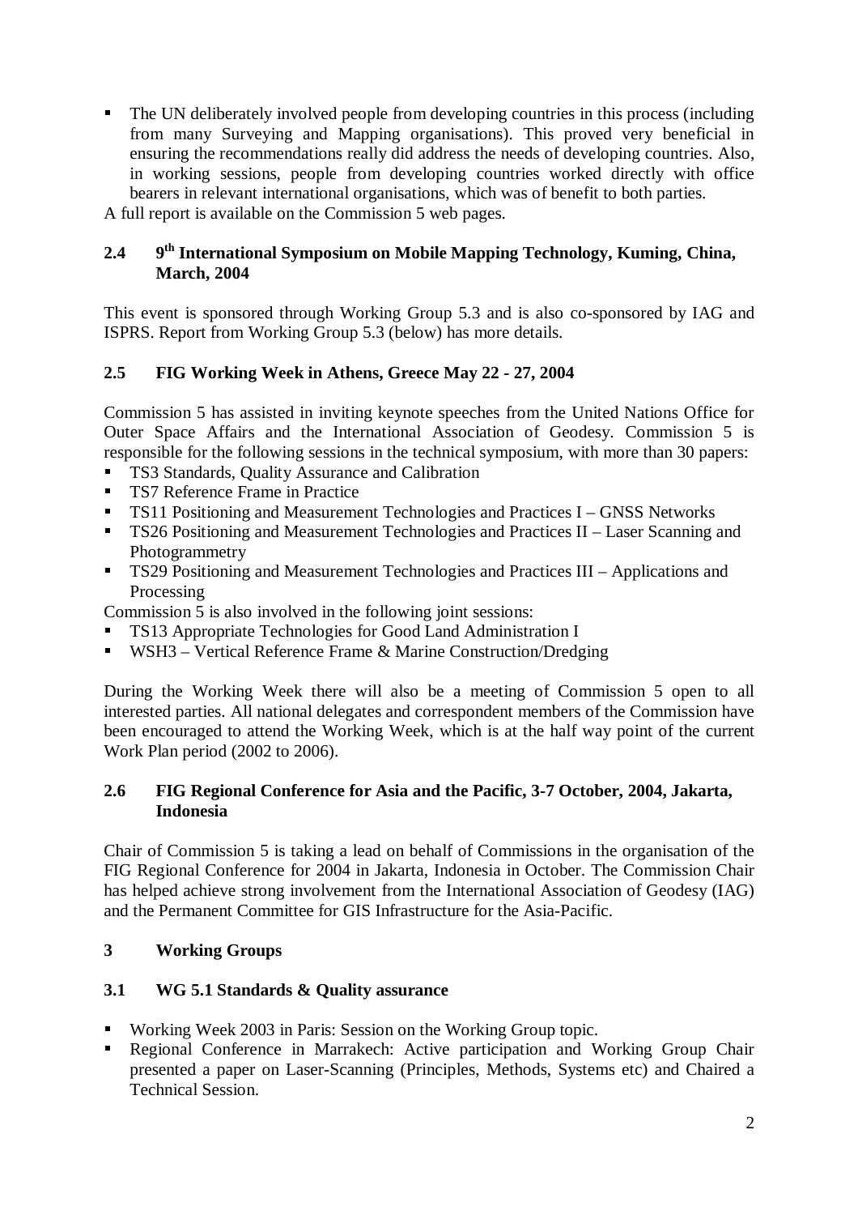- The UN deliberately involved people from developing countries in this process (including from many Surveying and Mapping organisations). This proved very beneficial in ensuring the recommendations really did address the needs of developing countries. Also, in working sessions, people from developing countries worked directly with office bearers in relevant international organisations, which was of benefit to both parties.

A full report is available on the Commission 5 web pages.

### 2.4 9th International Symposium on Mobile Mapping Technology, Kuming, China, March, 2004

This event is sponsored through Working Group 5.3 and is also co-sponsored by IAG and ISPRS. Report from Working Group 5.3 (below) has more details.

### 2.5 FIG Working Week in Athens, Greece May 22 - 27, 2004

Commission 5 has assisted in inviting keynote speeches from the United Nations Office for Outer Space Affairs and the International Association of Geodesy. Commission 5 is responsible for the following sessions in the technical symposium, with more than 30 papers:

- TS3 Standards, Quality Assurance and Calibration
- TS7 Reference Frame in Practice
- TS11 Positioning and Measurement Technologies and Practices I – GNSS Networks
- TS26 Positioning and Measurement Technologies and Practices II – Laser Scanning and Photogrammetry
- TS29 Positioning and Measurement Technologies and Practices III – Applications and Processing

Commission 5 is also involved in the following joint sessions:

- TS13 Appropriate Technologies for Good Land Administration I
- WSH3 – Vertical Reference Frame & Marine Construction/Dredging

During the Working Week there will also be a meeting of Commission 5 open to all interested parties. All national delegates and correspondent members of the Commission have been encouraged to attend the Working Week, which is at the half way point of the current Work Plan period (2002 to 2006).

### 2.6 FIG Regional Conference for Asia and the Pacific, 3-7 October, 2004, Jakarta, Indonesia

Chair of Commission 5 is taking a lead on behalf of Commissions in the organisation of the FIG Regional Conference for 2004 in Jakarta, Indonesia in October. The Commission Chair has helped achieve strong involvement from the International Association of Geodesy (IAG) and the Permanent Committee for GIS Infrastructure for the Asia-Pacific.

## 3 Working Groups

### 3.1 WG 5.1 Standards & Quality assurance

- Working Week 2003 in Paris: Session on the Working Group topic.
- Regional Conference in Marrakech: Active participation and Working Group Chair presented a paper on Laser-Scanning (Principles, Methods, Systems etc) and Chaired a Technical Session.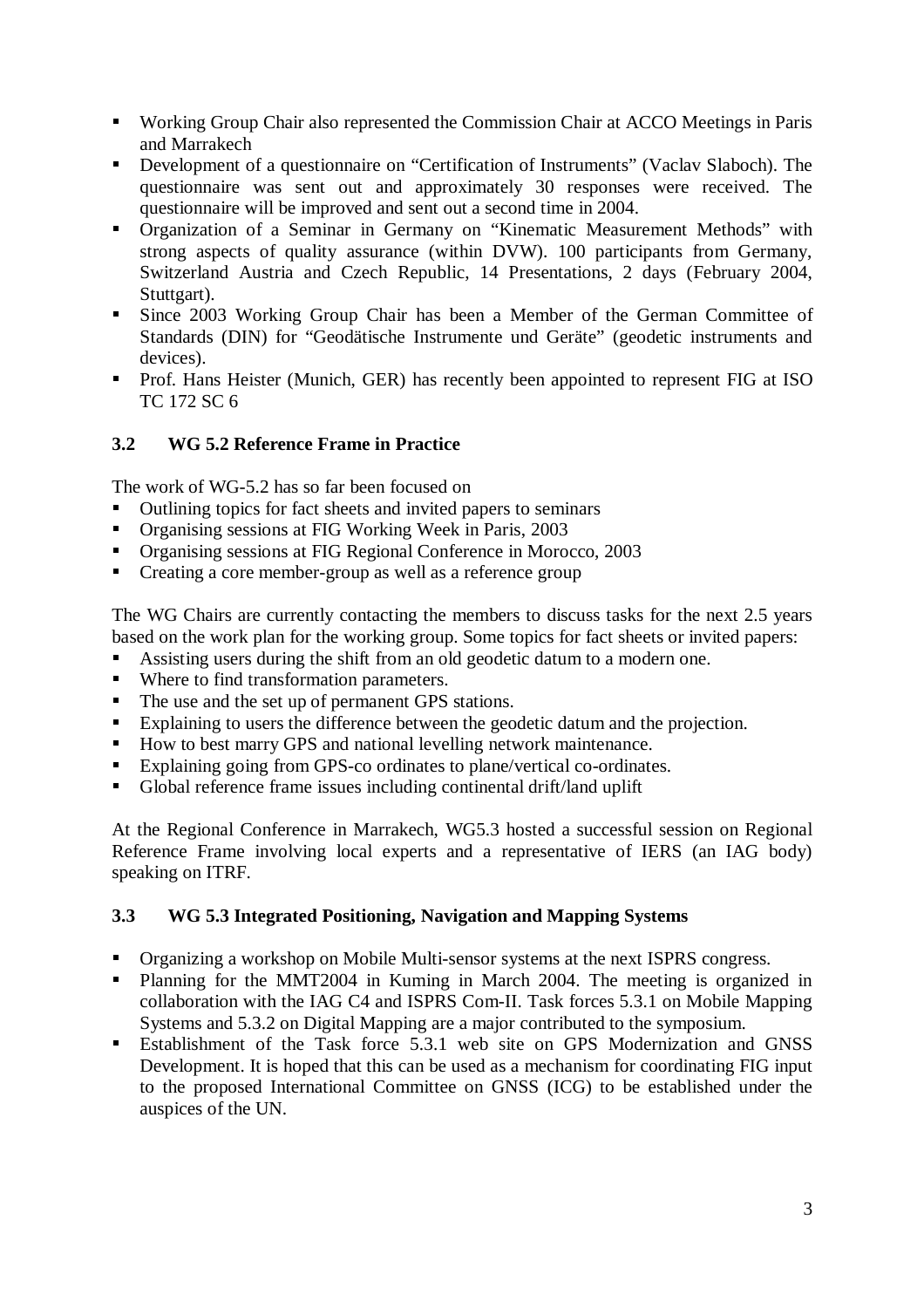- Working Group Chair also represented the Commission Chair at ACCO Meetings in Paris and Marrakech
- Development of a questionnaire on "Certification of Instruments" (Vaclav Slaboch). The questionnaire was sent out and approximately 30 responses were received. The questionnaire will be improved and sent out a second time in 2004.
- Organization of a Seminar in Germany on "Kinematic Measurement Methods" with strong aspects of quality assurance (within DVW). 100 participants from Germany, Switzerland Austria and Czech Republic, 14 Presentations, 2 days (February 2004, Stuttgart).
- Since 2003 Working Group Chair has been a Member of the German Committee of Standards (DIN) for "Geodätische Instrumente und Geräte" (geodetic instruments and devices).
- Prof. Hans Heister (Munich, GER) has recently been appointed to represent FIG at ISO TC 172 SC 6

### 3.2 WG 5.2 Reference Frame in Practice

The work of WG-5.2 has so far been focused on

- Outlining topics for fact sheets and invited papers to seminars
- Organising sessions at FIG Working Week in Paris, 2003
- Organising sessions at FIG Regional Conference in Morocco, 2003
- Creating a core member-group as well as a reference group

The WG Chairs are currently contacting the members to discuss tasks for the next 2.5 years based on the work plan for the working group. Some topics for fact sheets or invited papers:

- Assisting users during the shift from an old geodetic datum to a modern one.
- Where to find transformation parameters.
- The use and the set up of permanent GPS stations.
- Explaining to users the difference between the geodetic datum and the projection.
- How to best marry GPS and national levelling network maintenance.
- Explaining going from GPS-co ordinates to plane/vertical co-ordinates.
- Global reference frame issues including continental drift/land uplift

At the Regional Conference in Marrakech, WG5.3 hosted a successful session on Regional Reference Frame involving local experts and a representative of IERS (an IAG body) speaking on ITRF.

### 3.3 WG 5.3 Integrated Positioning, Navigation and Mapping Systems

- Organizing a workshop on Mobile Multi-sensor systems at the next ISPRS congress.
- Planning for the MMT2004 in Kuming in March 2004. The meeting is organized in collaboration with the IAG C4 and ISPRS Com-II. Task forces 5.3.1 on Mobile Mapping Systems and 5.3.2 on Digital Mapping are a major contributed to the symposium.
- Establishment of the Task force 5.3.1 web site on GPS Modernization and GNSS Development. It is hoped that this can be used as a mechanism for coordinating FIG input to the proposed International Committee on GNSS (ICG) to be established under the auspices of the UN.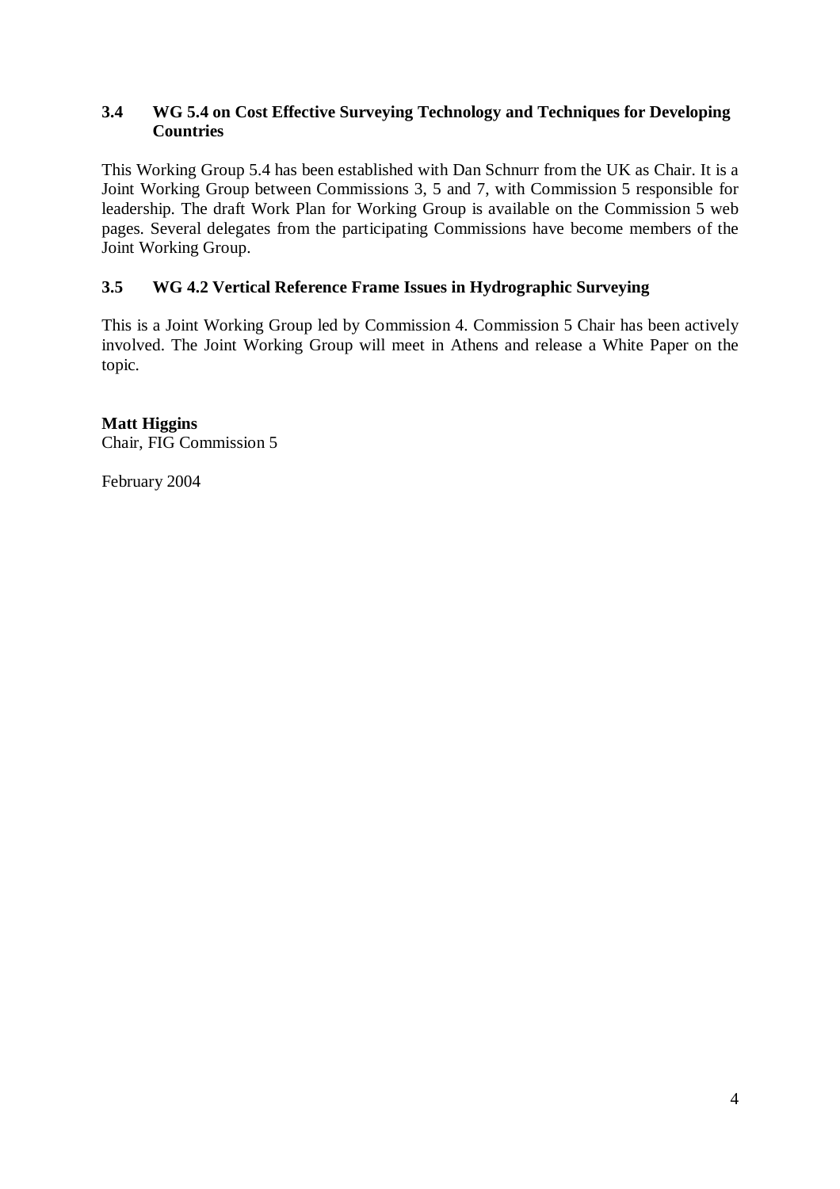### 3.4 WG 5.4 on Cost Effective Surveying Technology and Techniques for Developing Countries

This Working Group 5.4 has been established with Dan Schnurr from the UK as Chair. It is a Joint Working Group between Commissions 3, 5 and 7, with Commission 5 responsible for leadership. The draft Work Plan for Working Group is available on the Commission 5 web pages. Several delegates from the participating Commissions have become members of the Joint Working Group.

### 3.5 WG 4.2 Vertical Reference Frame Issues in Hydrographic Surveying

This is a Joint Working Group led by Commission 4. Commission 5 Chair has been actively involved. The Joint Working Group will meet in Athens and release a White Paper on the topic.

**Matt Higgins**
Chair, FIG Commission 5

February 2004